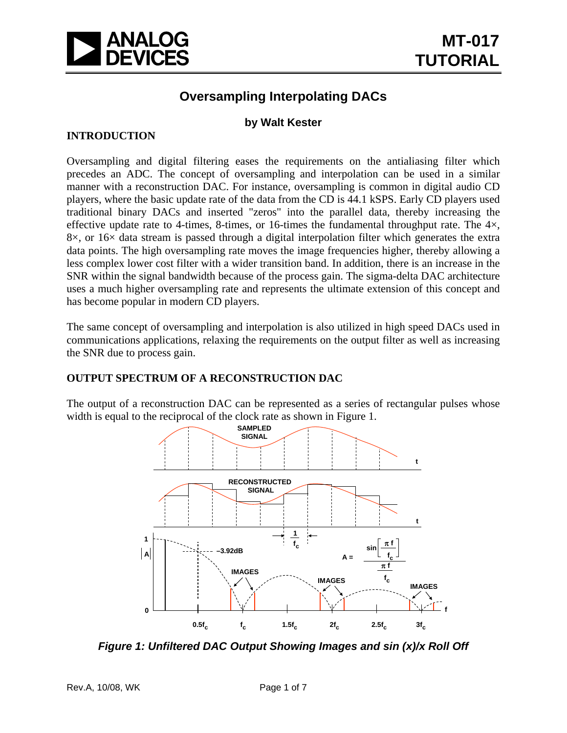# Oversampling Interpolating DACs

**by Walt Kester**

## INTRODUCTION

Oversampling and digital filtering eases the requirements on the antialiasing filter which precedes an ADC. The concept of oversampling and interpolation can be used in a similar manner with a reconstruction DAC. For instance, oversampling is common in digital audio CD players, where the basic update rate of the data from the CD is 44.1 kSPS. Early CD players used traditional binary DACs and inserted "zeros" into the parallel data, thereby increasing the effective update rate to 4-times, 8-times, or 16-times the fundamental throughput rate. The 4×, 8×, or 16× data stream is passed through a digital interpolation filter which generates the extra data points. The high oversampling rate moves the image frequencies higher, thereby allowing a less complex lower cost filter with a wider transition band. In addition, there is an increase in the SNR within the signal bandwidth because of the process gain. The sigma-delta DAC architecture uses a much higher oversampling rate and represents the ultimate extension of this concept and has become popular in modern CD players.

The same concept of oversampling and interpolation is also utilized in high speed DACs used in communications applications, relaxing the requirements on the output filter as well as increasing the SNR due to process gain.

## OUTPUT SPECTRUM OF A RECONSTRUCTION DAC

The output of a reconstruction DAC can be represented as a series of rectangular pulses whose width is equal to the reciprocal of the clock rate as shown in Figure 1.

SAMPLED SIGNAL

RECONSTRUCTED SIGNAL

$\frac{1}{f_c}$

$$A = \frac{\sin\left[\frac{\pi f}{f_c}\right]}{\frac{\pi f}{f_c}}$$

−3.92dB

IMAGES

*Figure 1: Unfiltered DAC Output Showing Images and sin (x)/x Roll Off*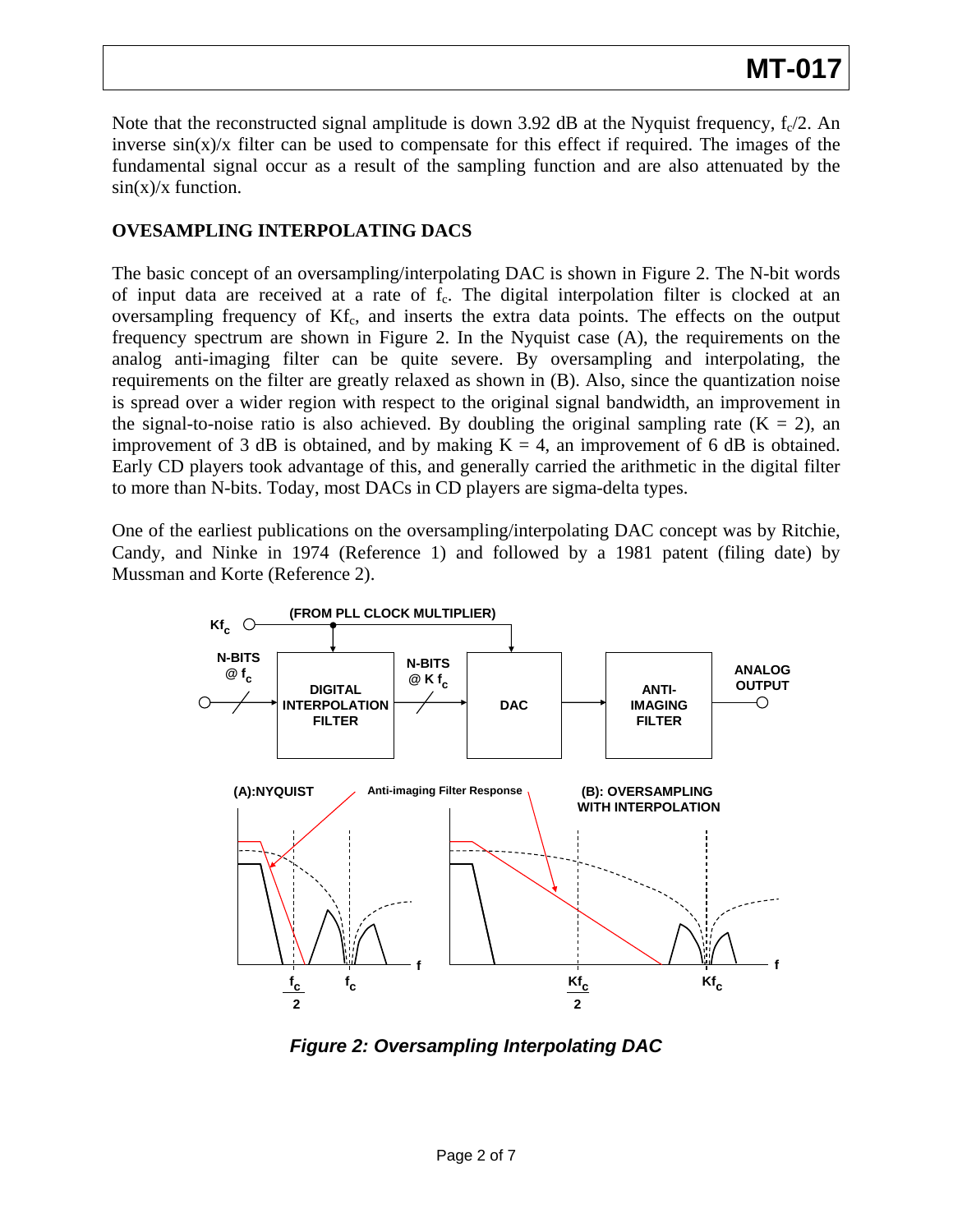Note that the reconstructed signal amplitude is down 3.92 dB at the Nyquist frequency, $f_c/2$. An inverse sin(x)/x filter can be used to compensate for this effect if required. The images of the fundamental signal occur as a result of the sampling function and are also attenuated by the sin(x)/x function.

## OVESAMPLING INTERPOLATING DACS

The basic concept of an oversampling/interpolating DAC is shown in Figure 2. The N-bit words of input data are received at a rate of $f_c$. The digital interpolation filter is clocked at an oversampling frequency of $Kf_c$, and inserts the extra data points. The effects on the output frequency spectrum are shown in Figure 2. In the Nyquist case (A), the requirements on the analog anti-imaging filter can be quite severe. By oversampling and interpolating, the requirements on the filter are greatly relaxed as shown in (B). Also, since the quantization noise is spread over a wider region with respect to the original signal bandwidth, an improvement in the signal-to-noise ratio is also achieved. By doubling the original sampling rate ($K = 2$), an improvement of 3 dB is obtained, and by making $K = 4$, an improvement of 6 dB is obtained. Early CD players took advantage of this, and generally carried the arithmetic in the digital filter to more than N-bits. Today, most DACs in CD players are sigma-delta types.

One of the earliest publications on the oversampling/interpolating DAC concept was by Ritchie, Candy, and Ninke in 1974 (Reference 1) and followed by a 1981 patent (filing date) by Mussman and Korte (Reference 2).

***Figure 2: Oversampling Interpolating DAC***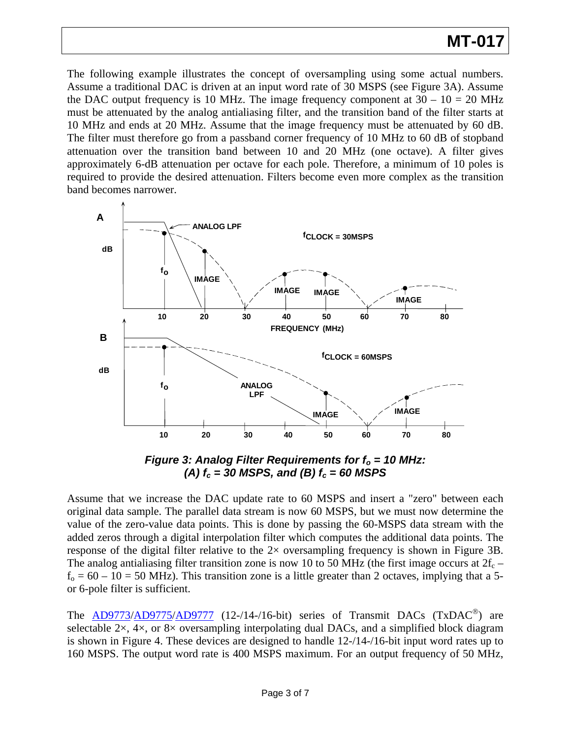The following example illustrates the concept of oversampling using some actual numbers. Assume a traditional DAC is driven at an input word rate of 30 MSPS (see Figure 3A). Assume the DAC output frequency is 10 MHz. The image frequency component at 30 – 10 = 20 MHz must be attenuated by the analog antialiasing filter, and the transition band of the filter starts at 10 MHz and ends at 20 MHz. Assume that the image frequency must be attenuated by 60 dB. The filter must therefore go from a passband corner frequency of 10 MHz to 60 dB of stopband attenuation over the transition band between 10 and 20 MHz (one octave). A filter gives approximately 6-dB attenuation per octave for each pole. Therefore, a minimum of 10 poles is required to provide the desired attenuation. Filters become even more complex as the transition band becomes narrower.

***Figure 3: Analog Filter Requirements for $f_o$ = 10 MHz: (A) $f_c$ = 30 MSPS, and (B) $f_c$ = 60 MSPS***

Assume that we increase the DAC update rate to 60 MSPS and insert a "zero" between each original data sample. The parallel data stream is now 60 MSPS, but we must now determine the value of the zero-value data points. This is done by passing the 60-MSPS data stream with the added zeros through a digital interpolation filter which computes the additional data points. The response of the digital filter relative to the 2× oversampling frequency is shown in Figure 3B. The analog antialiasing filter transition zone is now 10 to 50 MHz (the first image occurs at $2f_c - f_o = 60 - 10 = 50$ MHz). This transition zone is a little greater than 2 octaves, implying that a 5- or 6-pole filter is sufficient.

The AD9773/AD9775/AD9777 (12-/14-/16-bit) series of Transmit DACs (TxDAC®) are selectable 2×, 4×, or 8× oversampling interpolating dual DACs, and a simplified block diagram is shown in Figure 4. These devices are designed to handle 12-/14-/16-bit input word rates up to 160 MSPS. The output word rate is 400 MSPS maximum. For an output frequency of 50 MHz,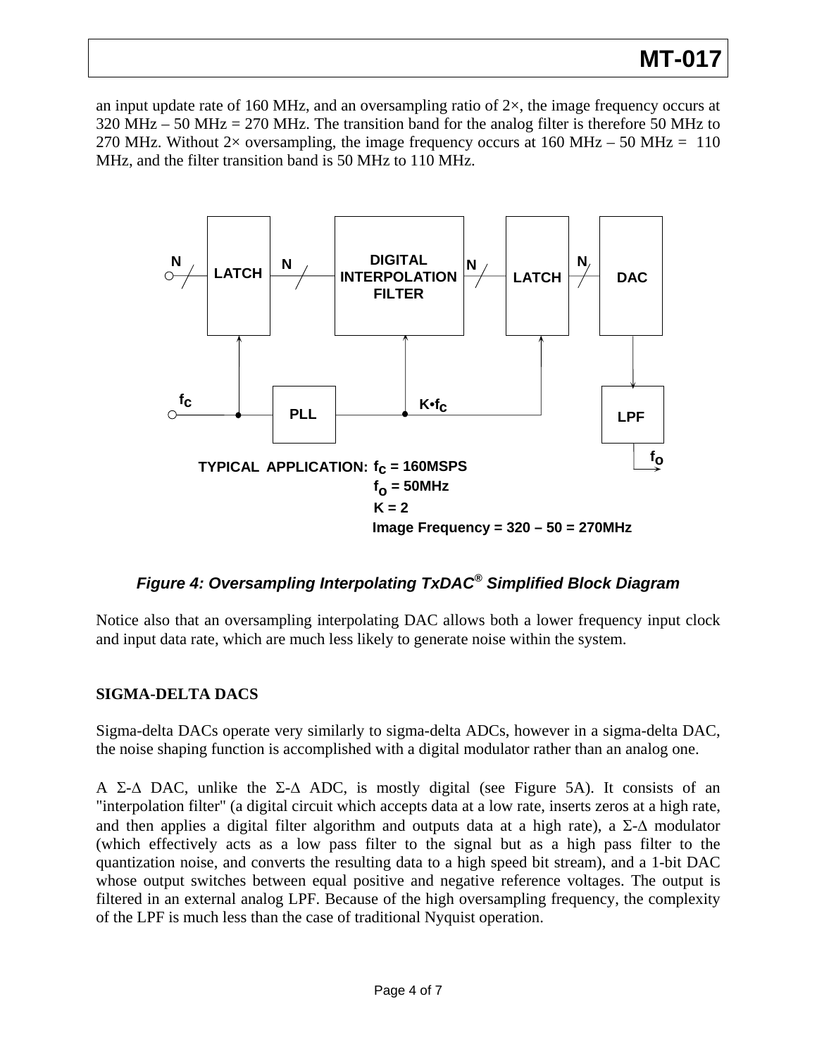an input update rate of 160 MHz, and an oversampling ratio of 2×, the image frequency occurs at 320 MHz – 50 MHz = 270 MHz. The transition band for the analog filter is therefore 50 MHz to 270 MHz. Without 2× oversampling, the image frequency occurs at 160 MHz – 50 MHz = 110 MHz, and the filter transition band is 50 MHz to 110 MHz.

*Figure 4: Oversampling Interpolating TxDAC® Simplified Block Diagram*

Notice also that an oversampling interpolating DAC allows both a lower frequency input clock and input data rate, which are much less likely to generate noise within the system.

## SIGMA-DELTA DACS

Sigma-delta DACs operate very similarly to sigma-delta ADCs, however in a sigma-delta DAC, the noise shaping function is accomplished with a digital modulator rather than an analog one.

A $\Sigma$-$\Delta$ DAC, unlike the $\Sigma$-$\Delta$ ADC, is mostly digital (see Figure 5A). It consists of an "interpolation filter" (a digital circuit which accepts data at a low rate, inserts zeros at a high rate, and then applies a digital filter algorithm and outputs data at a high rate), a $\Sigma$-$\Delta$ modulator (which effectively acts as a low pass filter to the signal but as a high pass filter to the quantization noise, and converts the resulting data to a high speed bit stream), and a 1-bit DAC whose output switches between equal positive and negative reference voltages. The output is filtered in an external analog LPF. Because of the high oversampling frequency, the complexity of the LPF is much less than the case of traditional Nyquist operation.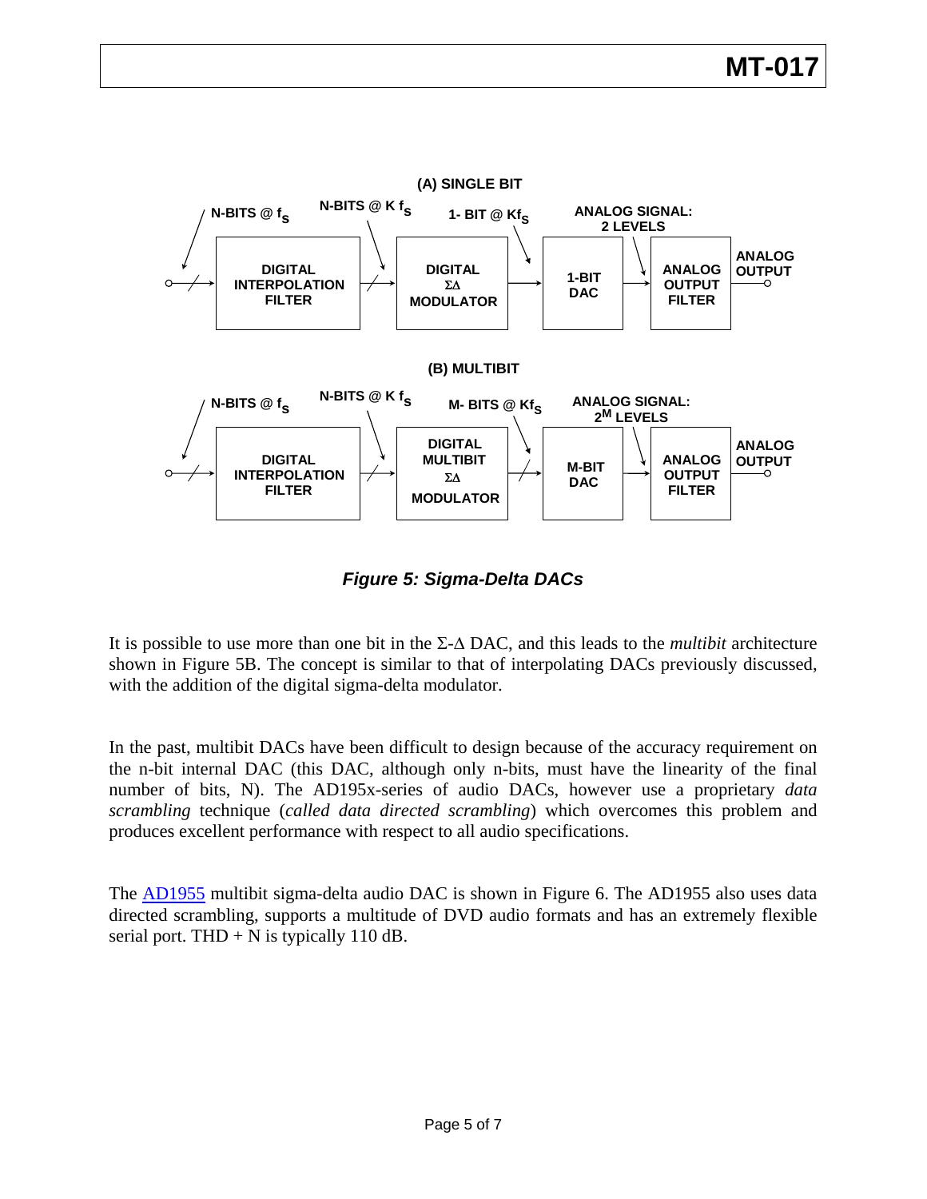Figure 5: Sigma-Delta DACs

It is possible to use more than one bit in the Σ-Δ DAC, and this leads to the *multibit* architecture shown in Figure 5B. The concept is similar to that of interpolating DACs previously discussed, with the addition of the digital sigma-delta modulator.

In the past, multibit DACs have been difficult to design because of the accuracy requirement on the n-bit internal DAC (this DAC, although only n-bits, must have the linearity of the final number of bits, N). The AD195x-series of audio DACs, however use a proprietary *data scrambling* technique (*called data directed scrambling*) which overcomes this problem and produces excellent performance with respect to all audio specifications.

The AD1955 multibit sigma-delta audio DAC is shown in Figure 6. The AD1955 also uses data directed scrambling, supports a multitude of DVD audio formats and has an extremely flexible serial port. THD + N is typically 110 dB.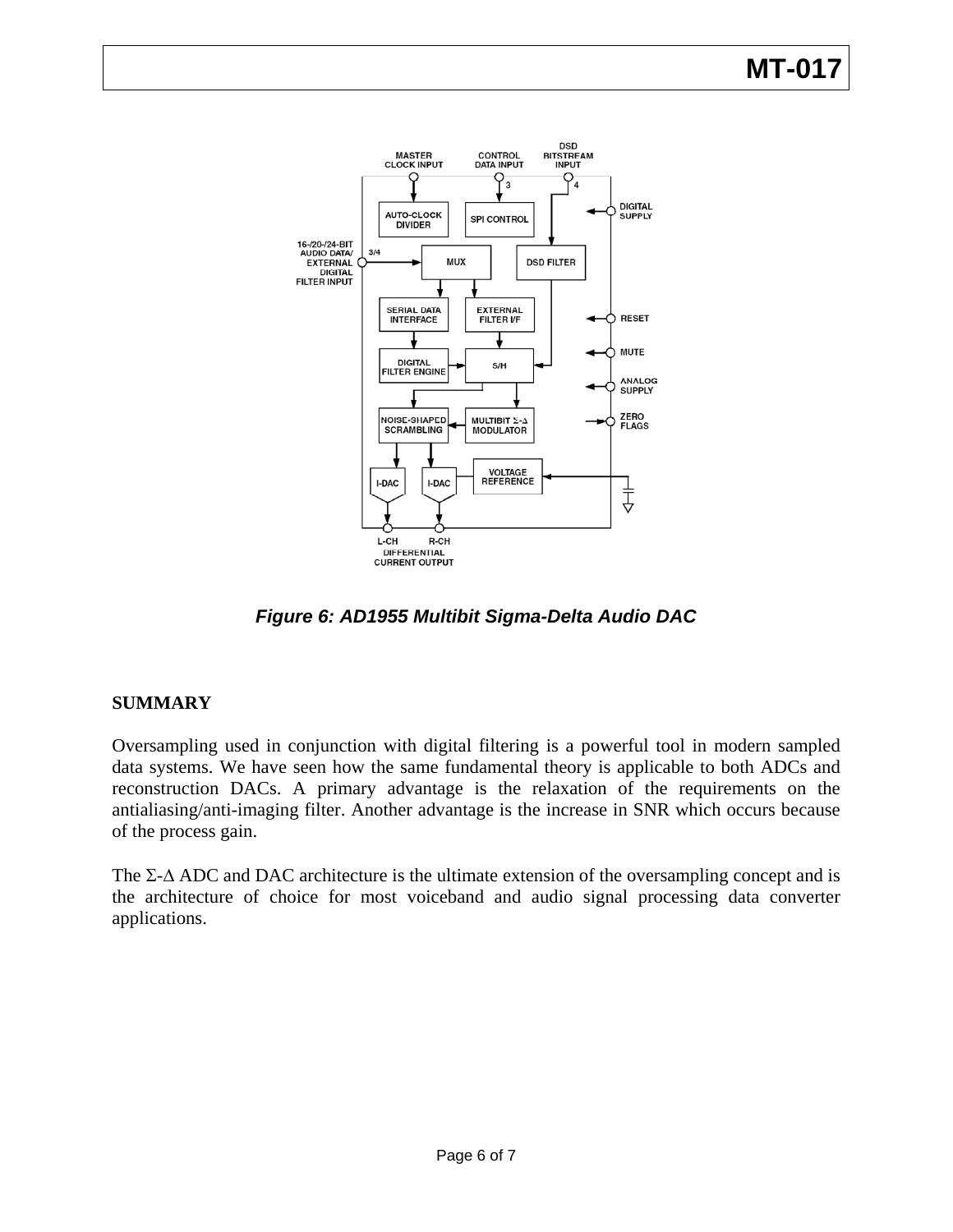*Figure 6: AD1955 Multibit Sigma-Delta Audio DAC*

**SUMMARY**

Oversampling used in conjunction with digital filtering is a powerful tool in modern sampled data systems. We have seen how the same fundamental theory is applicable to both ADCs and reconstruction DACs. A primary advantage is the relaxation of the requirements on the antialiasing/anti-imaging filter. Another advantage is the increase in SNR which occurs because of the process gain.

The Σ-Δ ADC and DAC architecture is the ultimate extension of the oversampling concept and is the architecture of choice for most voiceband and audio signal processing data converter applications.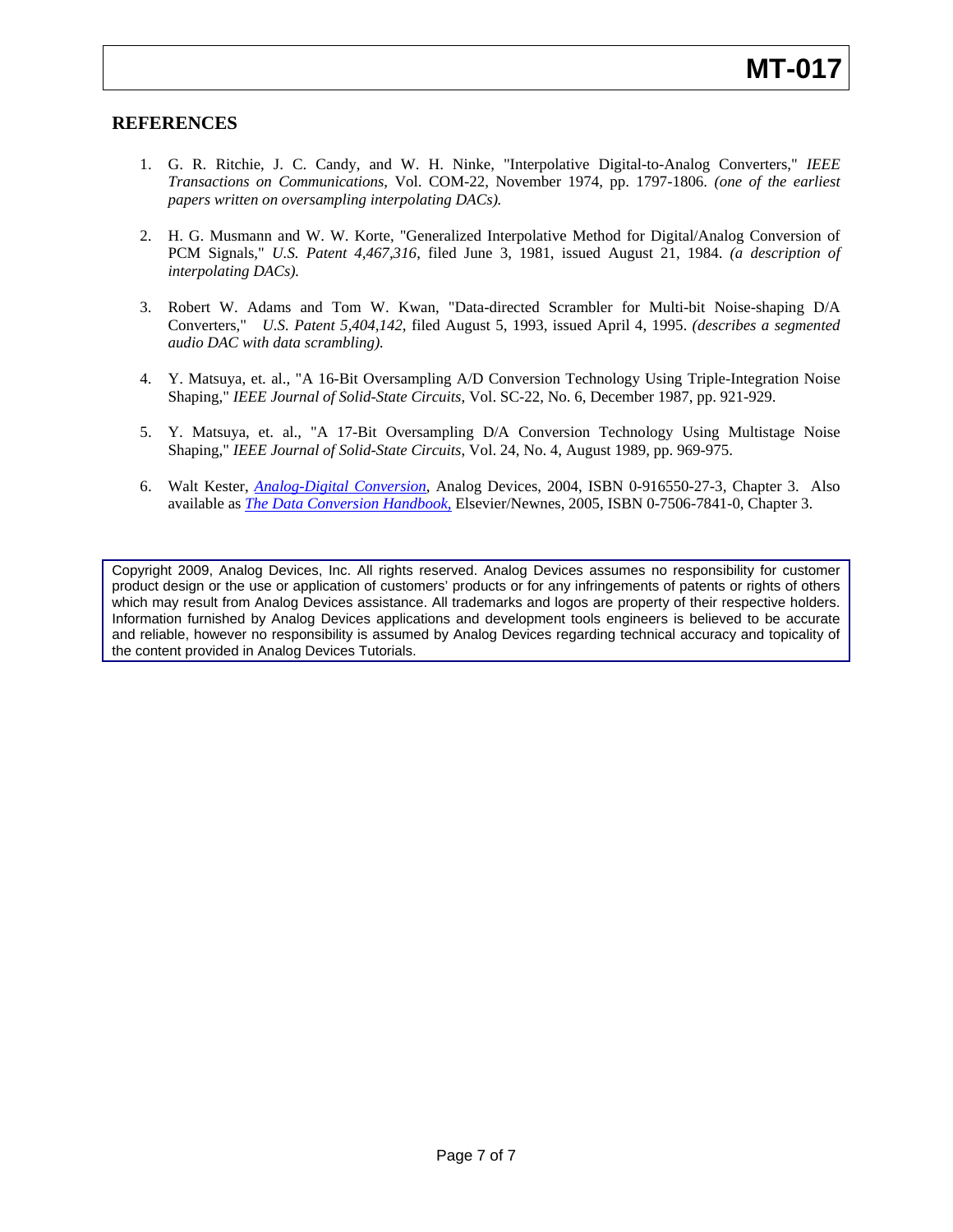## REFERENCES

1. G. R. Ritchie, J. C. Candy, and W. H. Ninke, "Interpolative Digital-to-Analog Converters," *IEEE Transactions on Communications*, Vol. COM-22, November 1974, pp. 1797-1806. *(one of the earliest papers written on oversampling interpolating DACs).*

2. H. G. Musmann and W. W. Korte, "Generalized Interpolative Method for Digital/Analog Conversion of PCM Signals," *U.S. Patent 4,467,316*, filed June 3, 1981, issued August 21, 1984. *(a description of interpolating DACs).*

3. Robert W. Adams and Tom W. Kwan, "Data-directed Scrambler for Multi-bit Noise-shaping D/A Converters," *U.S. Patent 5,404,142*, filed August 5, 1993, issued April 4, 1995. *(describes a segmented audio DAC with data scrambling).*

4. Y. Matsuya, et. al., "A 16-Bit Oversampling A/D Conversion Technology Using Triple-Integration Noise Shaping," *IEEE Journal of Solid-State Circuits*, Vol. SC-22, No. 6, December 1987, pp. 921-929.

5. Y. Matsuya, et. al., "A 17-Bit Oversampling D/A Conversion Technology Using Multistage Noise Shaping," *IEEE Journal of Solid-State Circuits*, Vol. 24, No. 4, August 1989, pp. 969-975.

6. Walt Kester, *Analog-Digital Conversion*, Analog Devices, 2004, ISBN 0-916550-27-3, Chapter 3. Also available as *The Data Conversion Handbook,* Elsevier/Newnes, 2005, ISBN 0-7506-7841-0, Chapter 3.

Copyright 2009, Analog Devices, Inc. All rights reserved. Analog Devices assumes no responsibility for customer product design or the use or application of customers' products or for any infringements of patents or rights of others which may result from Analog Devices assistance. All trademarks and logos are property of their respective holders. Information furnished by Analog Devices applications and development tools engineers is believed to be accurate and reliable, however no responsibility is assumed by Analog Devices regarding technical accuracy and topicality of the content provided in Analog Devices Tutorials.